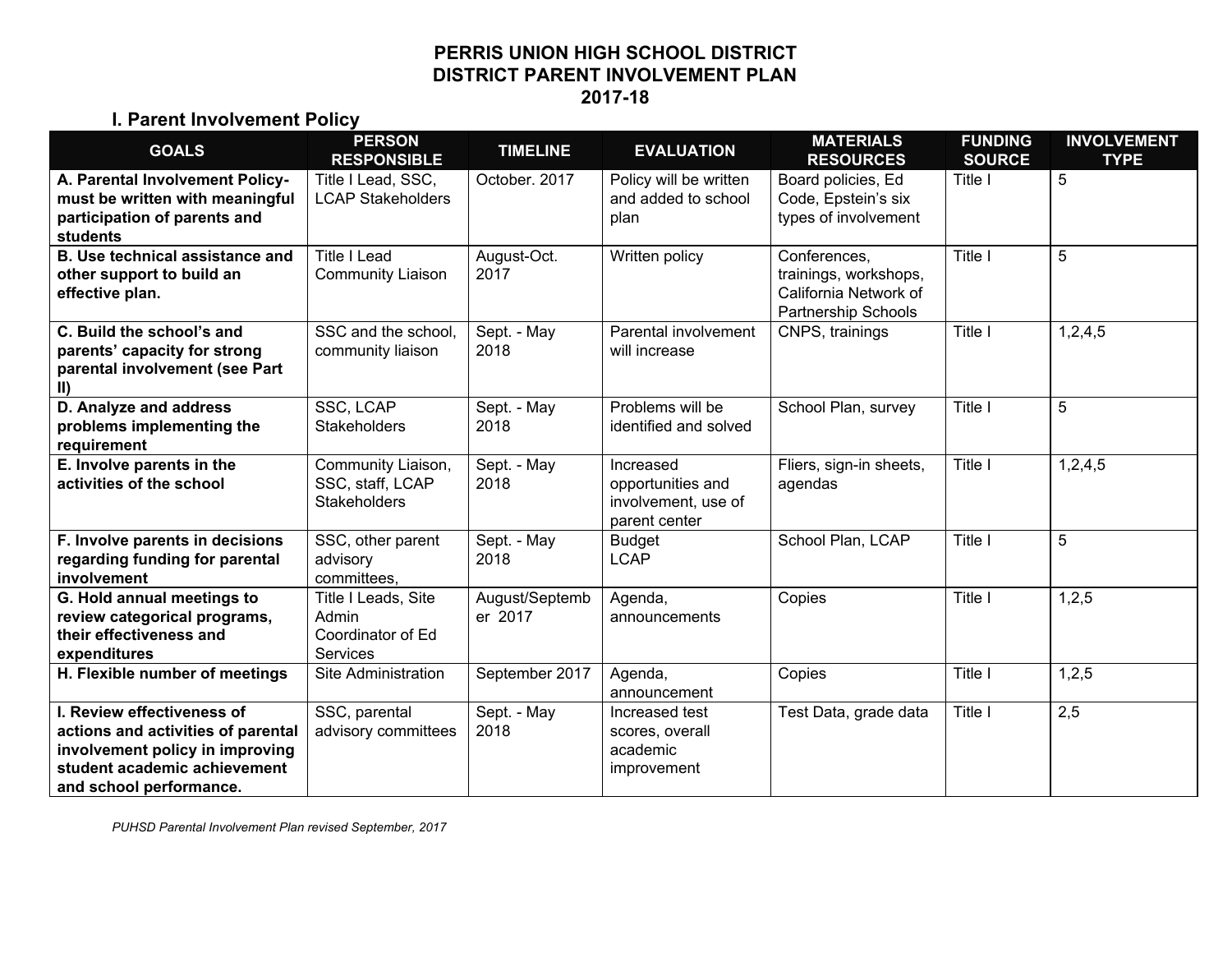# PERRIS UNION HIGH SCHOOL DISTRICT
# DISTRICT PARENT INVOLVEMENT PLAN
# 2017-18

## I. Parent Involvement Policy

| GOALS | PERSON RESPONSIBLE | TIMELINE | EVALUATION | MATERIALS RESOURCES | FUNDING SOURCE | INVOLVEMENT TYPE |
|---|---|---|---|---|---|---|
| **A. Parental Involvement Policy- must be written with meaningful participation of parents and students** | Title I Lead, SSC, LCAP Stakeholders | October. 2017 | Policy will be written and added to school plan | Board policies, Ed Code, Epstein's six types of involvement | Title I | 5 |
| **B. Use technical assistance and other support to build an effective plan.** | Title I Lead Community Liaison | August-Oct. 2017 | Written policy | Conferences, trainings, workshops, California Network of Partnership Schools | Title I | 5 |
| **C. Build the school's and parents' capacity for strong parental involvement (see Part II)** | SSC and the school, community liaison | Sept. - May 2018 | Parental involvement will increase | CNPS, trainings | Title I | 1,2,4,5 |
| **D. Analyze and address problems implementing the requirement** | SSC, LCAP Stakeholders | Sept. - May 2018 | Problems will be identified and solved | School Plan, survey | Title I | 5 |
| **E. Involve parents in the activities of the school** | Community Liaison, SSC, staff, LCAP Stakeholders | Sept. - May 2018 | Increased opportunities and involvement, use of parent center | Fliers, sign-in sheets, agendas | Title I | 1,2,4,5 |
| **F. Involve parents in decisions regarding funding for parental involvement** | SSC, other parent advisory committees, | Sept. - May 2018 | Budget LCAP | School Plan, LCAP | Title I | 5 |
| **G. Hold annual meetings to review categorical programs, their effectiveness and expenditures** | Title I Leads, Site Admin Coordinator of Ed Services | August/September 2017 | Agenda, announcements | Copies | Title I | 1,2,5 |
| **H. Flexible number of meetings** | Site Administration | September 2017 | Agenda, announcement | Copies | Title I | 1,2,5 |
| **I. Review effectiveness of actions and activities of parental involvement policy in improving student academic achievement and school performance.** | SSC, parental advisory committees | Sept. - May 2018 | Increased test scores, overall academic improvement | Test Data, grade data | Title I | 2,5 |

*PUHSD Parental Involvement Plan revised September, 2017*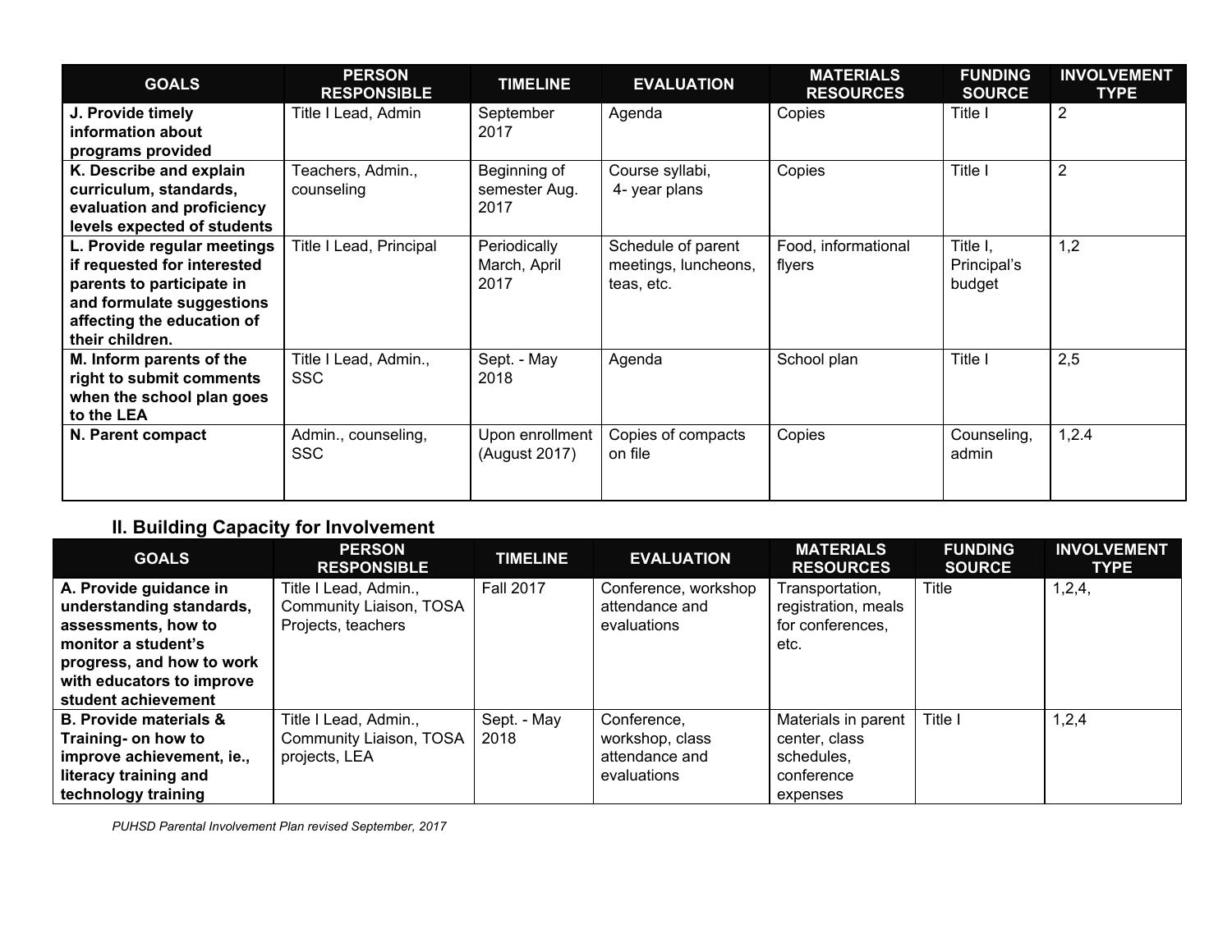| GOALS | PERSON RESPONSIBLE | TIMELINE | EVALUATION | MATERIALS RESOURCES | FUNDING SOURCE | INVOLVEMENT TYPE |
|---|---|---|---|---|---|---|
| **J. Provide timely information about programs provided** | Title I Lead, Admin | September 2017 | Agenda | Copies | Title I | 2 |
| **K. Describe and explain curriculum, standards, evaluation and proficiency levels expected of students** | Teachers, Admin., counseling | Beginning of semester Aug. 2017 | Course syllabi, 4- year plans | Copies | Title I | 2 |
| **L. Provide regular meetings if requested for interested parents to participate in and formulate suggestions affecting the education of their children.** | Title I Lead, Principal | Periodically March, April 2017 | Schedule of parent meetings, luncheons, teas, etc. | Food, informational flyers | Title I, Principal's budget | 1,2 |
| **M. Inform parents of the right to submit comments when the school plan goes to the LEA** | Title I Lead, Admin., SSC | Sept. - May 2018 | Agenda | School plan | Title I | 2,5 |
| **N. Parent compact** | Admin., counseling, SSC | Upon enrollment (August 2017) | Copies of compacts on file | Copies | Counseling, admin | 1,2.4 |

## II. Building Capacity for Involvement

| GOALS | PERSON RESPONSIBLE | TIMELINE | EVALUATION | MATERIALS RESOURCES | FUNDING SOURCE | INVOLVEMENT TYPE |
|---|---|---|---|---|---|---|
| **A. Provide guidance in understanding standards, assessments, how to monitor a student's progress, and how to work with educators to improve student achievement** | Title I Lead, Admin., Community Liaison, TOSA Projects, teachers | Fall 2017 | Conference, workshop attendance and evaluations | Transportation, registration, meals for conferences, etc. | Title | 1,2,4, |
| **B. Provide materials & Training- on how to improve achievement, ie., literacy training and technology training** | Title I Lead, Admin., Community Liaison, TOSA projects, LEA | Sept. - May 2018 | Conference, workshop, class attendance and evaluations | Materials in parent center, class schedules, conference expenses | Title I | 1,2,4 |

*PUHSD Parental Involvement Plan revised September, 2017*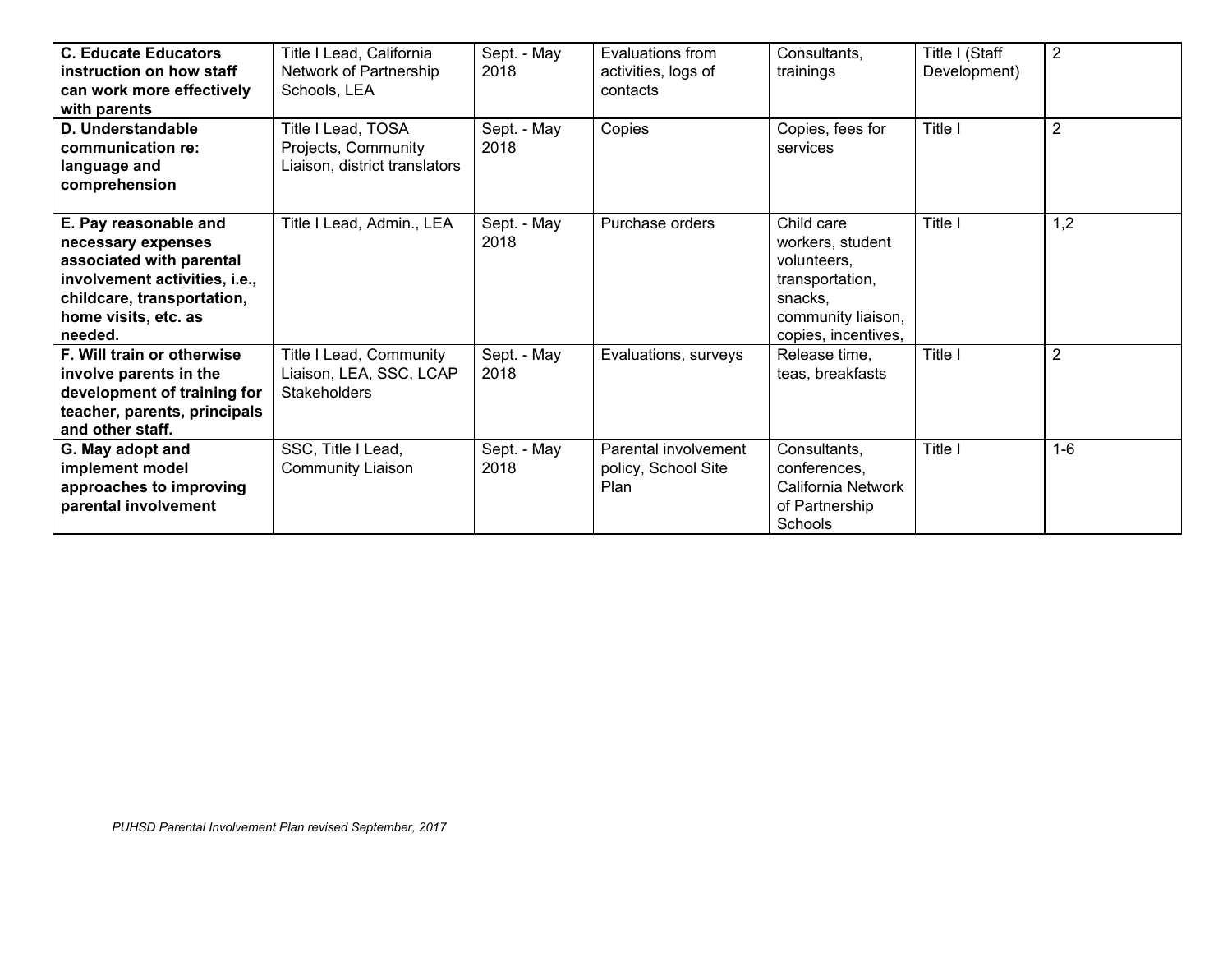| **C. Educate Educators instruction on how staff can work more effectively with parents** | Title I Lead, California Network of Partnership Schools, LEA | Sept. - May 2018 | Evaluations from activities, logs of contacts | Consultants, trainings | Title I (Staff Development) | 2 |
|---|---|---|---|---|---|---|
| **D. Understandable communication re: language and comprehension** | Title I Lead, TOSA Projects, Community Liaison, district translators | Sept. - May 2018 | Copies | Copies, fees for services | Title I | 2 |
| **E. Pay reasonable and necessary expenses associated with parental involvement activities, i.e., childcare, transportation, home visits, etc. as needed.** | Title I Lead, Admin., LEA | Sept. - May 2018 | Purchase orders | Child care workers, student volunteers, transportation, snacks, community liaison, copies, incentives, | Title I | 1,2 |
| **F. Will train or otherwise involve parents in the development of training for teacher, parents, principals and other staff.** | Title I Lead, Community Liaison, LEA, SSC, LCAP Stakeholders | Sept. - May 2018 | Evaluations, surveys | Release time, teas, breakfasts | Title I | 2 |
| **G. May adopt and implement model approaches to improving parental involvement** | SSC, Title I Lead, Community Liaison | Sept. - May 2018 | Parental involvement policy, School Site Plan | Consultants, conferences, California Network of Partnership Schools | Title I | 1-6 |

*PUHSD Parental Involvement Plan revised September, 2017*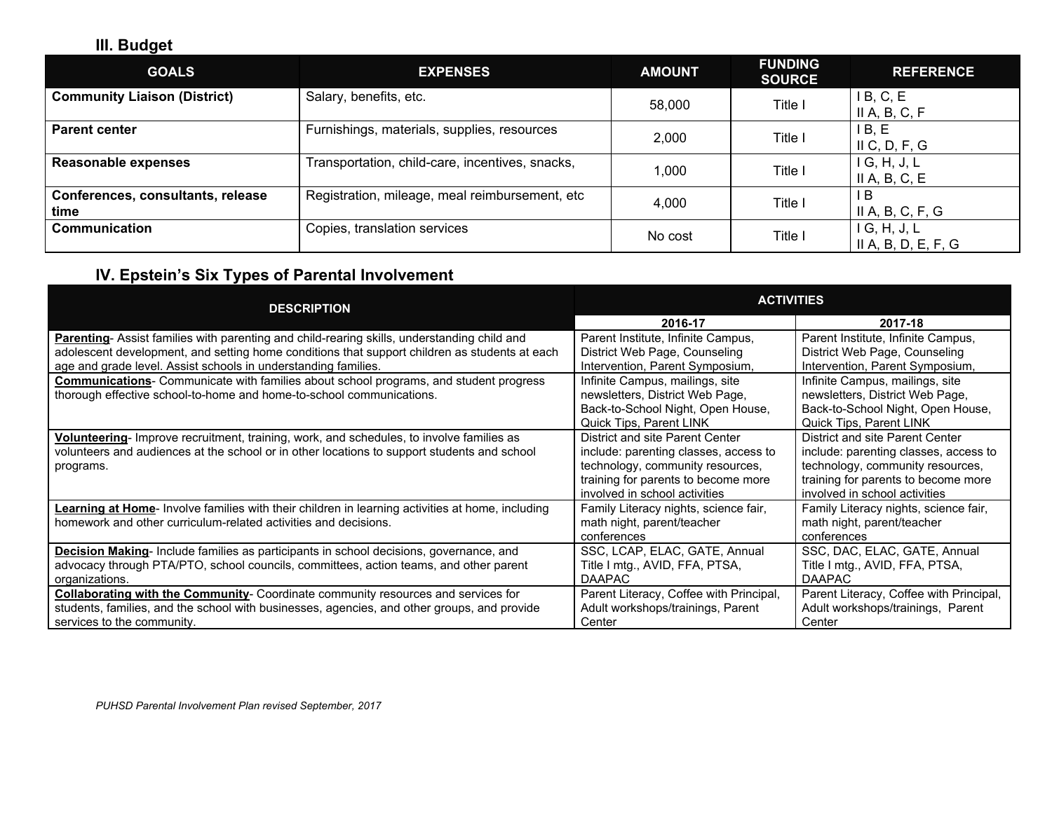## III. Budget

| GOALS | EXPENSES | AMOUNT | FUNDING SOURCE | REFERENCE |
|---|---|---|---|---|
| **Community Liaison (District)** | Salary, benefits, etc. | 58,000 | Title I | I B, C, E<br>II A, B, C, F |
| **Parent center** | Furnishings, materials, supplies, resources | 2,000 | Title I | I B, E<br>II C, D, F, G |
| **Reasonable expenses** | Transportation, child-care, incentives, snacks, | 1,000 | Title I | I G, H, J, L<br>II A, B, C, E |
| **Conferences, consultants, release time** | Registration, mileage, meal reimbursement, etc | 4,000 | Title I | I B<br>II A, B, C, F, G |
| **Communication** | Copies, translation services | No cost | Title I | I G, H, J, L<br>II A, B, D, E, F, G |

## IV. Epstein's Six Types of Parental Involvement

| DESCRIPTION | ACTIVITIES | |
|---|---|---|
| | **2016-17** | **2017-18** |
| **Parenting**- Assist families with parenting and child-rearing skills, understanding child and adolescent development, and setting home conditions that support children as students at each age and grade level. Assist schools in understanding families. | Parent Institute, Infinite Campus, District Web Page, Counseling Intervention, Parent Symposium, | Parent Institute, Infinite Campus, District Web Page, Counseling Intervention, Parent Symposium, |
| **Communications**- Communicate with families about school programs, and student progress thorough effective school-to-home and home-to-school communications. | Infinite Campus, mailings, site newsletters, District Web Page, Back-to-School Night, Open House, Quick Tips, Parent LINK | Infinite Campus, mailings, site newsletters, District Web Page, Back-to-School Night, Open House, Quick Tips, Parent LINK |
| **Volunteering**- Improve recruitment, training, work, and schedules, to involve families as volunteers and audiences at the school or in other locations to support students and school programs. | District and site Parent Center include: parenting classes, access to technology, community resources, training for parents to become more involved in school activities | District and site Parent Center include: parenting classes, access to technology, community resources, training for parents to become more involved in school activities |
| **Learning at Home**- Involve families with their children in learning activities at home, including homework and other curriculum-related activities and decisions. | Family Literacy nights, science fair, math night, parent/teacher conferences | Family Literacy nights, science fair, math night, parent/teacher conferences |
| **Decision Making**- Include families as participants in school decisions, governance, and advocacy through PTA/PTO, school councils, committees, action teams, and other parent organizations. | SSC, LCAP, ELAC, GATE, Annual Title I mtg., AVID, FFA, PTSA, DAAPAC | SSC, DAC, ELAC, GATE, Annual Title I mtg., AVID, FFA, PTSA, DAAPAC |
| **Collaborating with the Community**- Coordinate community resources and services for students, families, and the school with businesses, agencies, and other groups, and provide services to the community. | Parent Literacy, Coffee with Principal, Adult workshops/trainings, Parent Center | Parent Literacy, Coffee with Principal, Adult workshops/trainings, Parent Center |

*PUHSD Parental Involvement Plan revised September, 2017*